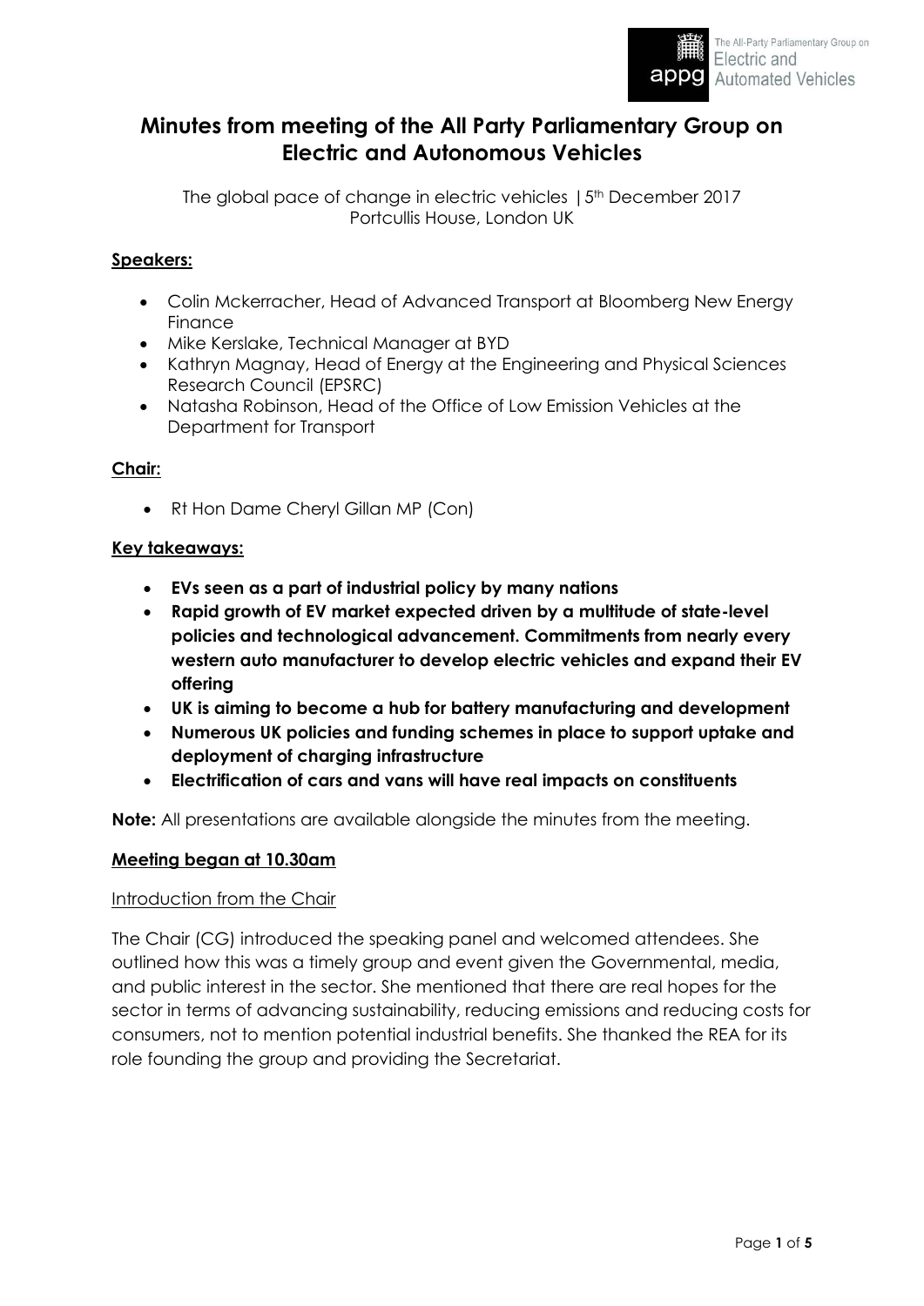# Minutes from meeting of the All Party Parliamentary Group on Electric and Autonomous Vehicles

The global pace of change in electric vehicles | 5th December 2017
Portcullis House, London UK

**Speakers:**

- Colin Mckerracher, Head of Advanced Transport at Bloomberg New Energy Finance
- Mike Kerslake, Technical Manager at BYD
- Kathryn Magnay, Head of Energy at the Engineering and Physical Sciences Research Council (EPSRC)
- Natasha Robinson, Head of the Office of Low Emission Vehicles at the Department for Transport

**Chair:**

- Rt Hon Dame Cheryl Gillan MP (Con)

**Key takeaways:**

- **EVs seen as a part of industrial policy by many nations**
- **Rapid growth of EV market expected driven by a multitude of state-level policies and technological advancement. Commitments from nearly every western auto manufacturer to develop electric vehicles and expand their EV offering**
- **UK is aiming to become a hub for battery manufacturing and development**
- **Numerous UK policies and funding schemes in place to support uptake and deployment of charging infrastructure**
- **Electrification of cars and vans will have real impacts on constituents**

**Note:** All presentations are available alongside the minutes from the meeting.

**Meeting began at 10.30am**

Introduction from the Chair

The Chair (CG) introduced the speaking panel and welcomed attendees. She outlined how this was a timely group and event given the Governmental, media, and public interest in the sector. She mentioned that there are real hopes for the sector in terms of advancing sustainability, reducing emissions and reducing costs for consumers, not to mention potential industrial benefits. She thanked the REA for its role founding the group and providing the Secretariat.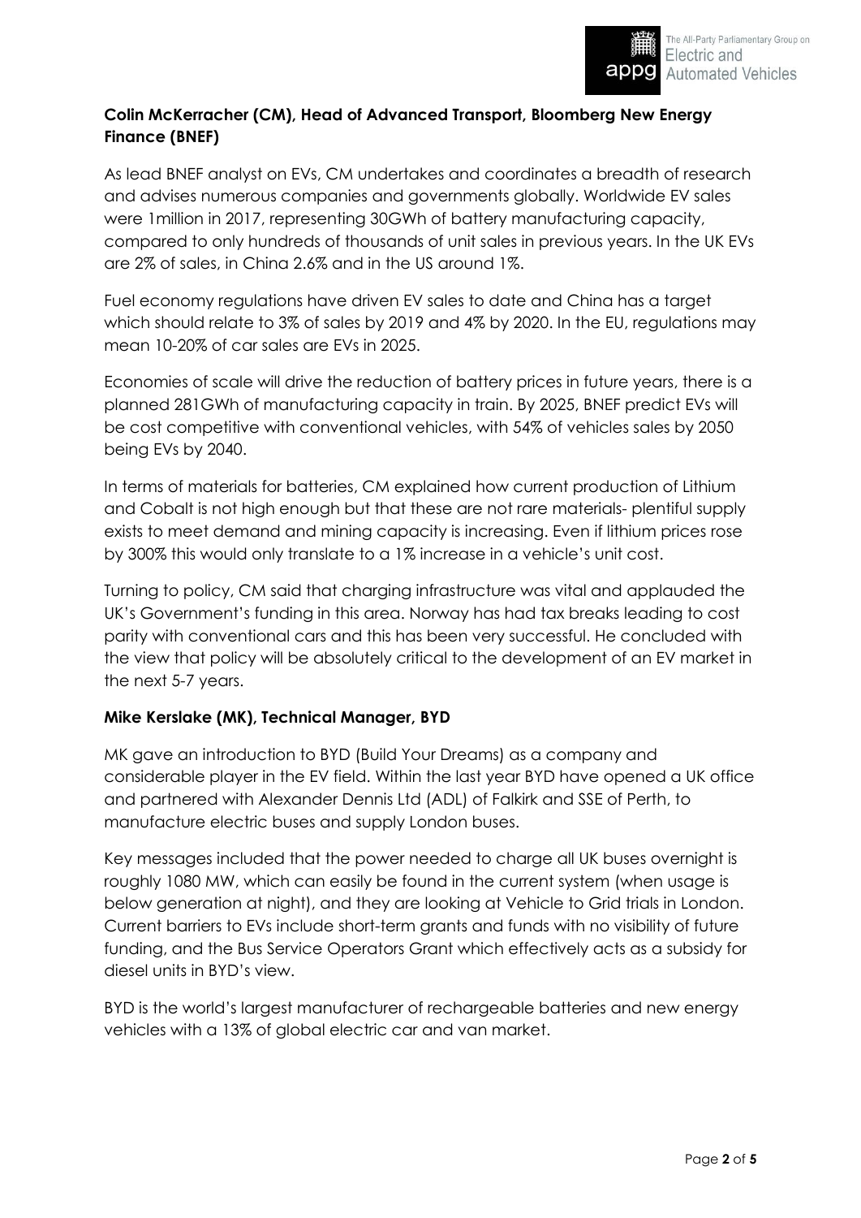**Colin McKerracher (CM), Head of Advanced Transport, Bloomberg New Energy Finance (BNEF)**

As lead BNEF analyst on EVs, CM undertakes and coordinates a breadth of research and advises numerous companies and governments globally. Worldwide EV sales were 1million in 2017, representing 30GWh of battery manufacturing capacity, compared to only hundreds of thousands of unit sales in previous years. In the UK EVs are 2% of sales, in China 2.6% and in the US around 1%.

Fuel economy regulations have driven EV sales to date and China has a target which should relate to 3% of sales by 2019 and 4% by 2020. In the EU, regulations may mean 10-20% of car sales are EVs in 2025.

Economies of scale will drive the reduction of battery prices in future years, there is a planned 281GWh of manufacturing capacity in train. By 2025, BNEF predict EVs will be cost competitive with conventional vehicles, with 54% of vehicles sales by 2050 being EVs by 2040.

In terms of materials for batteries, CM explained how current production of Lithium and Cobalt is not high enough but that these are not rare materials- plentiful supply exists to meet demand and mining capacity is increasing. Even if lithium prices rose by 300% this would only translate to a 1% increase in a vehicle's unit cost.

Turning to policy, CM said that charging infrastructure was vital and applauded the UK's Government's funding in this area. Norway has had tax breaks leading to cost parity with conventional cars and this has been very successful. He concluded with the view that policy will be absolutely critical to the development of an EV market in the next 5-7 years.

**Mike Kerslake (MK), Technical Manager, BYD**

MK gave an introduction to BYD (Build Your Dreams) as a company and considerable player in the EV field. Within the last year BYD have opened a UK office and partnered with Alexander Dennis Ltd (ADL) of Falkirk and SSE of Perth, to manufacture electric buses and supply London buses.

Key messages included that the power needed to charge all UK buses overnight is roughly 1080 MW, which can easily be found in the current system (when usage is below generation at night), and they are looking at Vehicle to Grid trials in London. Current barriers to EVs include short-term grants and funds with no visibility of future funding, and the Bus Service Operators Grant which effectively acts as a subsidy for diesel units in BYD's view.

BYD is the world's largest manufacturer of rechargeable batteries and new energy vehicles with a 13% of global electric car and van market.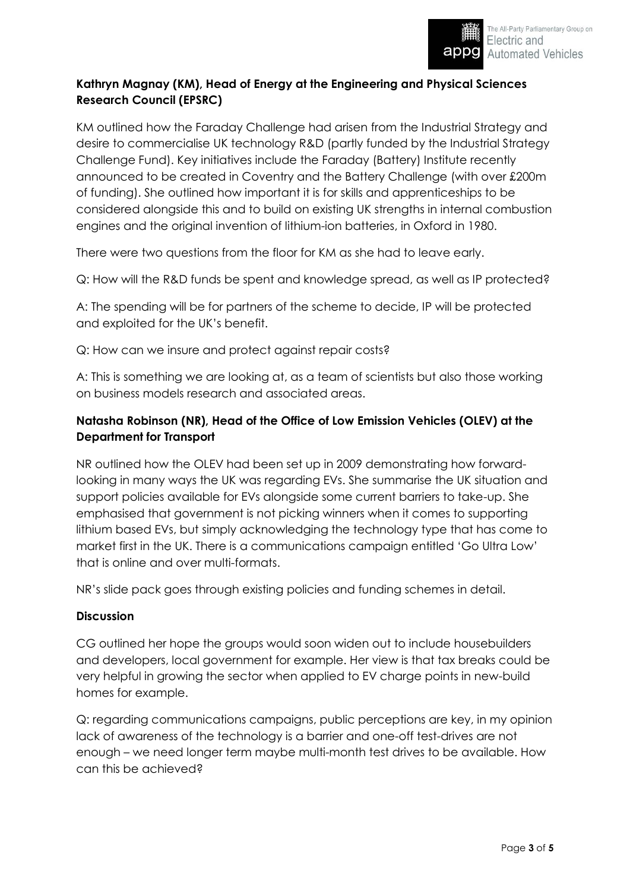**Kathryn Magnay (KM), Head of Energy at the Engineering and Physical Sciences Research Council (EPSRC)**

KM outlined how the Faraday Challenge had arisen from the Industrial Strategy and desire to commercialise UK technology R&D (partly funded by the Industrial Strategy Challenge Fund). Key initiatives include the Faraday (Battery) Institute recently announced to be created in Coventry and the Battery Challenge (with over £200m of funding). She outlined how important it is for skills and apprenticeships to be considered alongside this and to build on existing UK strengths in internal combustion engines and the original invention of lithium-ion batteries, in Oxford in 1980.

There were two questions from the floor for KM as she had to leave early.

Q: How will the R&D funds be spent and knowledge spread, as well as IP protected?

A: The spending will be for partners of the scheme to decide, IP will be protected and exploited for the UK's benefit.

Q: How can we insure and protect against repair costs?

A: This is something we are looking at, as a team of scientists but also those working on business models research and associated areas.

**Natasha Robinson (NR), Head of the Office of Low Emission Vehicles (OLEV) at the Department for Transport**

NR outlined how the OLEV had been set up in 2009 demonstrating how forward-looking in many ways the UK was regarding EVs. She summarise the UK situation and support policies available for EVs alongside some current barriers to take-up. She emphasised that government is not picking winners when it comes to supporting lithium based EVs, but simply acknowledging the technology type that has come to market first in the UK. There is a communications campaign entitled 'Go Ultra Low' that is online and over multi-formats.

NR's slide pack goes through existing policies and funding schemes in detail.

**Discussion**

CG outlined her hope the groups would soon widen out to include housebuilders and developers, local government for example. Her view is that tax breaks could be very helpful in growing the sector when applied to EV charge points in new-build homes for example.

Q: regarding communications campaigns, public perceptions are key, in my opinion lack of awareness of the technology is a barrier and one-off test-drives are not enough – we need longer term maybe multi-month test drives to be available. How can this be achieved?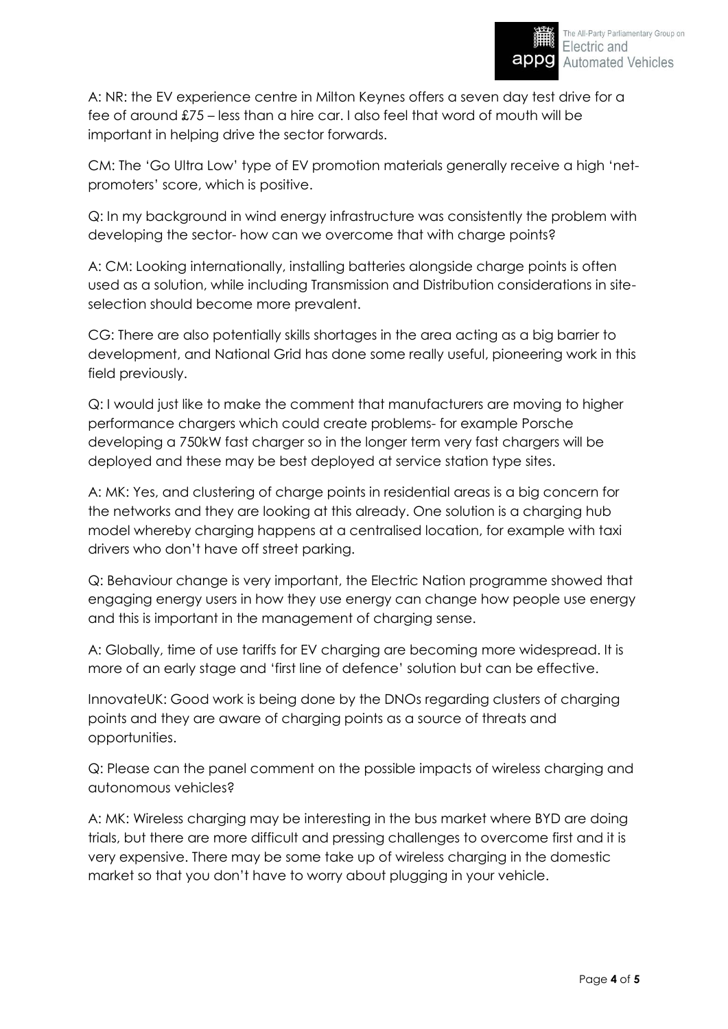A: NR: the EV experience centre in Milton Keynes offers a seven day test drive for a fee of around £75 – less than a hire car. I also feel that word of mouth will be important in helping drive the sector forwards.

CM: The 'Go Ultra Low' type of EV promotion materials generally receive a high 'net-promoters' score, which is positive.

Q: In my background in wind energy infrastructure was consistently the problem with developing the sector- how can we overcome that with charge points?

A: CM: Looking internationally, installing batteries alongside charge points is often used as a solution, while including Transmission and Distribution considerations in site-selection should become more prevalent.

CG: There are also potentially skills shortages in the area acting as a big barrier to development, and National Grid has done some really useful, pioneering work in this field previously.

Q: I would just like to make the comment that manufacturers are moving to higher performance chargers which could create problems- for example Porsche developing a 750kW fast charger so in the longer term very fast chargers will be deployed and these may be best deployed at service station type sites.

A: MK: Yes, and clustering of charge points in residential areas is a big concern for the networks and they are looking at this already. One solution is a charging hub model whereby charging happens at a centralised location, for example with taxi drivers who don't have off street parking.

Q: Behaviour change is very important, the Electric Nation programme showed that engaging energy users in how they use energy can change how people use energy and this is important in the management of charging sense.

A: Globally, time of use tariffs for EV charging are becoming more widespread. It is more of an early stage and 'first line of defence' solution but can be effective.

InnovateUK: Good work is being done by the DNOs regarding clusters of charging points and they are aware of charging points as a source of threats and opportunities.

Q: Please can the panel comment on the possible impacts of wireless charging and autonomous vehicles?

A: MK: Wireless charging may be interesting in the bus market where BYD are doing trials, but there are more difficult and pressing challenges to overcome first and it is very expensive. There may be some take up of wireless charging in the domestic market so that you don't have to worry about plugging in your vehicle.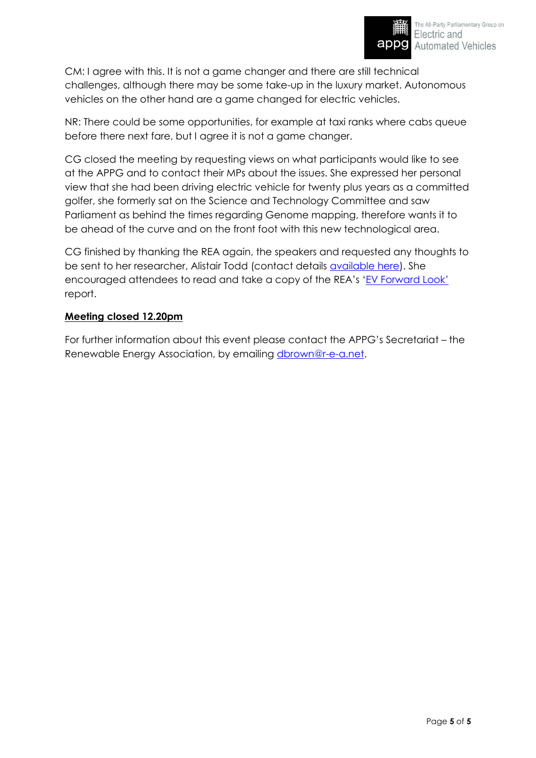CM: I agree with this. It is not a game changer and there are still technical challenges, although there may be some take-up in the luxury market. Autonomous vehicles on the other hand are a game changed for electric vehicles.

NR: There could be some opportunities, for example at taxi ranks where cabs queue before there next fare, but I agree it is not a game changer.

CG closed the meeting by requesting views on what participants would like to see at the APPG and to contact their MPs about the issues. She expressed her personal view that she had been driving electric vehicle for twenty plus years as a committed golfer, she formerly sat on the Science and Technology Committee and saw Parliament as behind the times regarding Genome mapping, therefore wants it to be ahead of the curve and on the front foot with this new technological area.

CG finished by thanking the REA again, the speakers and requested any thoughts to be sent to her researcher, Alistair Todd (contact details available here). She encouraged attendees to read and take a copy of the REA's 'EV Forward Look' report.

**Meeting closed 12.20pm**

For further information about this event please contact the APPG's Secretariat – the Renewable Energy Association, by emailing dbrown@r-e-a.net.